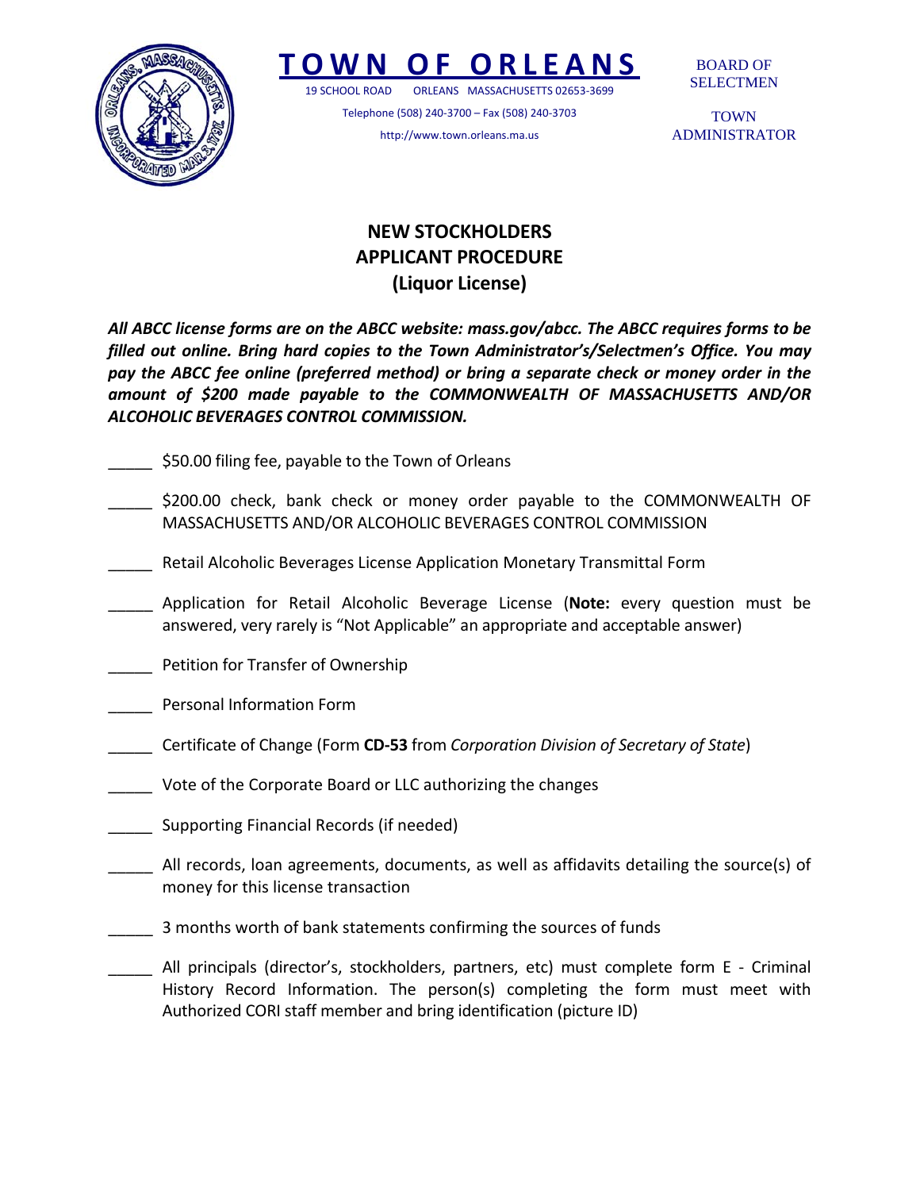# TOWN OF ORLEANS

19 SCHOOL ROAD ORLEANS MASSACHUSETTS 02653-3699

Telephone (508) 240-3700 – Fax (508) 240-3703

http://www.town.orleans.ma.us

BOARD OF SELECTMEN

TOWN ADMINISTRATOR

## NEW STOCKHOLDERS APPLICANT PROCEDURE (Liquor License)

***All ABCC license forms are on the ABCC website: mass.gov/abcc. The ABCC requires forms to be filled out online. Bring hard copies to the Town Administrator's/Selectmen's Office. You may pay the ABCC fee online (preferred method) or bring a separate check or money order in the amount of $200 made payable to the COMMONWEALTH OF MASSACHUSETTS AND/OR ALCOHOLIC BEVERAGES CONTROL COMMISSION.***

_____ $50.00 filing fee, payable to the Town of Orleans

_____ $200.00 check, bank check or money order payable to the COMMONWEALTH OF MASSACHUSETTS AND/OR ALCOHOLIC BEVERAGES CONTROL COMMISSION

_____ Retail Alcoholic Beverages License Application Monetary Transmittal Form

_____ Application for Retail Alcoholic Beverage License (**Note:** every question must be answered, very rarely is "Not Applicable" an appropriate and acceptable answer)

_____ Petition for Transfer of Ownership

_____ Personal Information Form

_____ Certificate of Change (Form **CD-53** from *Corporation Division of Secretary of State*)

_____ Vote of the Corporate Board or LLC authorizing the changes

_____ Supporting Financial Records (if needed)

_____ All records, loan agreements, documents, as well as affidavits detailing the source(s) of money for this license transaction

_____ 3 months worth of bank statements confirming the sources of funds

_____ All principals (director's, stockholders, partners, etc) must complete form E - Criminal History Record Information. The person(s) completing the form must meet with Authorized CORI staff member and bring identification (picture ID)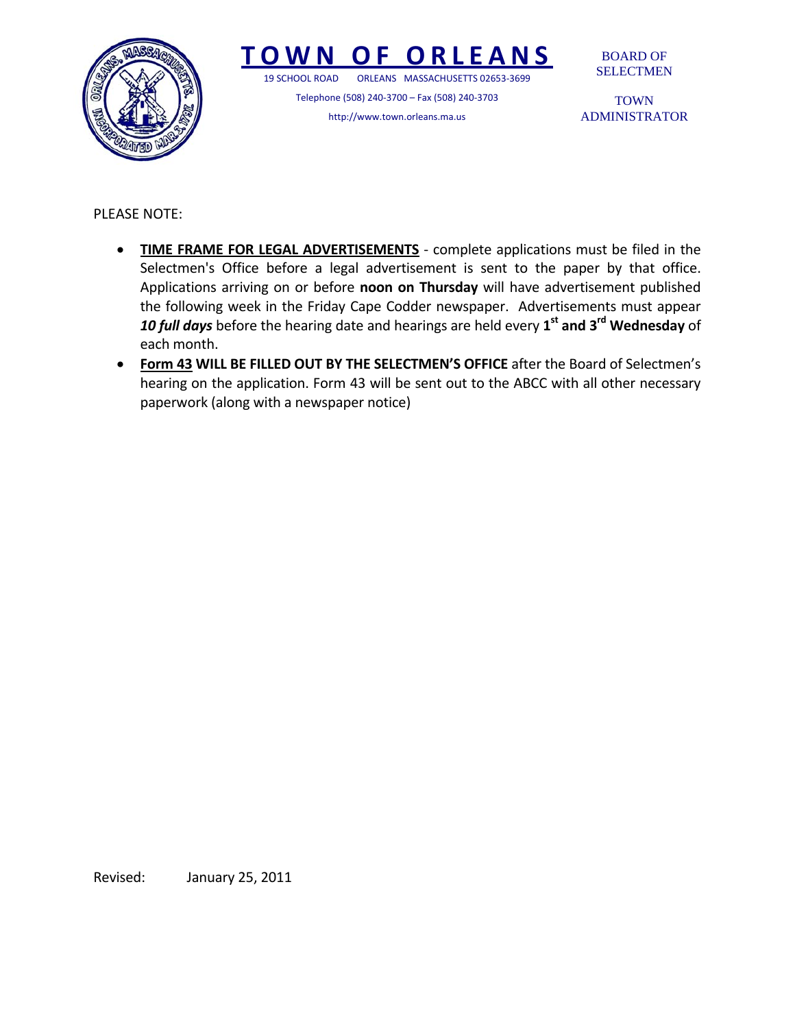# TOWN OF ORLEANS

19 SCHOOL ROAD ORLEANS MASSACHUSETTS 02653-3699

Telephone (508) 240-3700 – Fax (508) 240-3703

http://www.town.orleans.ma.us

BOARD OF SELECTMEN

TOWN ADMINISTRATOR

PLEASE NOTE:

- **TIME FRAME FOR LEGAL ADVERTISEMENTS** - complete applications must be filed in the Selectmen's Office before a legal advertisement is sent to the paper by that office. Applications arriving on or before **noon on Thursday** will have advertisement published the following week in the Friday Cape Codder newspaper. Advertisements must appear ***10 full days*** before the hearing date and hearings are held every **1st and 3rd Wednesday** of each month.
- **Form 43 WILL BE FILLED OUT BY THE SELECTMEN'S OFFICE** after the Board of Selectmen's hearing on the application. Form 43 will be sent out to the ABCC with all other necessary paperwork (along with a newspaper notice)

Revised: January 25, 2011